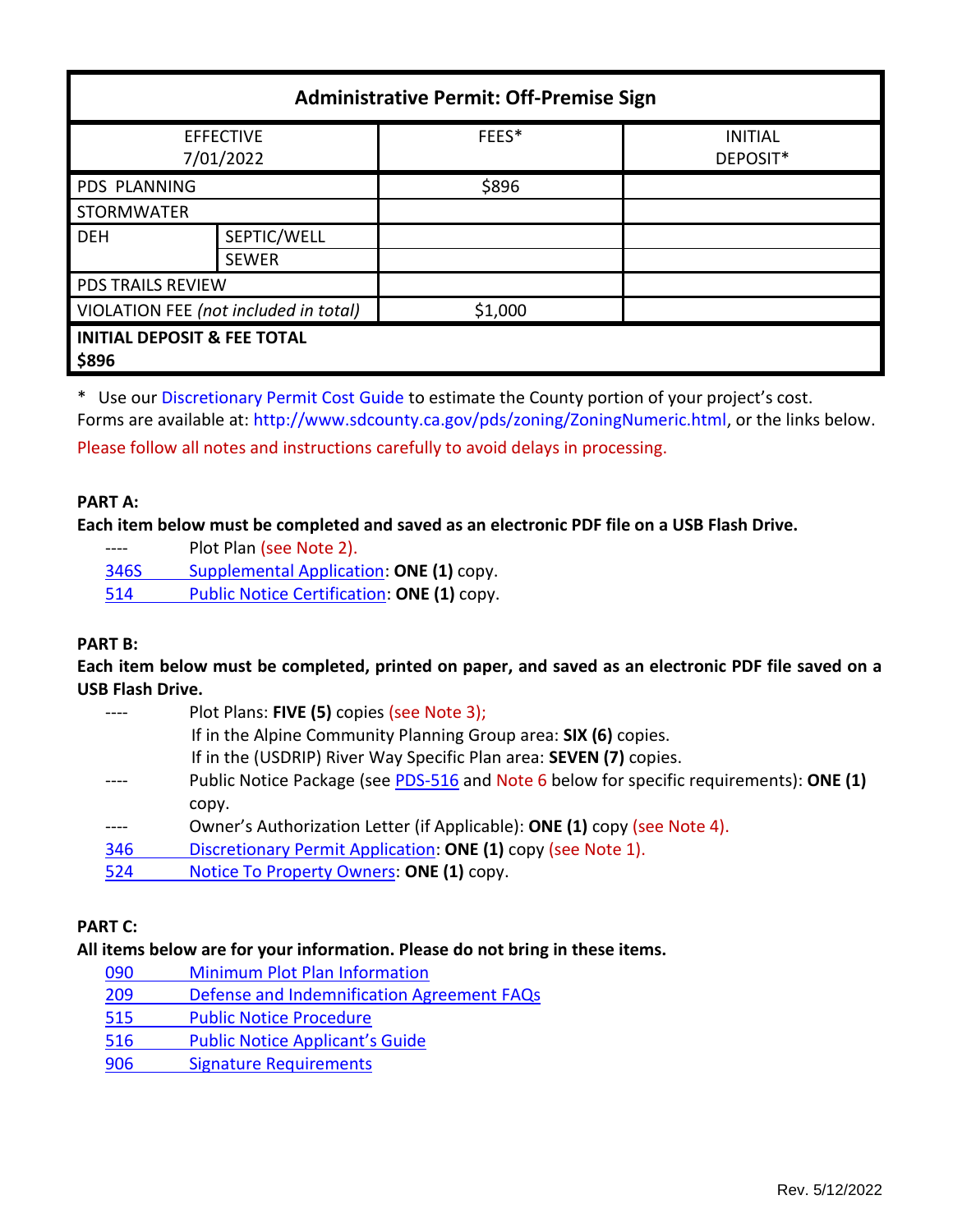| Administrative Permit: Off-Premise Sign | | | |
|---|---|---|---|
| EFFECTIVE 7/01/2022 | | FEES* | INITIAL DEPOSIT* |
| PDS PLANNING | | $896 | |
| STORMWATER | | | |
| DEH | SEPTIC/WELL | | |
| | SEWER | | |
| PDS TRAILS REVIEW | | | |
| VIOLATION FEE *(not included in total)* | | $1,000 | |
| **INITIAL DEPOSIT & FEE TOTAL $896** | | | |

\* Use our Discretionary Permit Cost Guide to estimate the County portion of your project's cost.
Forms are available at: http://www.sdcounty.ca.gov/pds/zoning/ZoningNumeric.html, or the links below.

Please follow all notes and instructions carefully to avoid delays in processing.

**PART A:**

**Each item below must be completed and saved as an electronic PDF file on a USB Flash Drive.**

- ---- Plot Plan (see Note 2).
- 346S Supplemental Application: **ONE (1)** copy.
- 514 Public Notice Certification: **ONE (1)** copy.

**PART B:**

**Each item below must be completed, printed on paper, and saved as an electronic PDF file saved on a USB Flash Drive.**

- ---- Plot Plans: **FIVE (5)** copies (see Note 3);
  If in the Alpine Community Planning Group area: **SIX (6)** copies.
  If in the (USDRIP) River Way Specific Plan area: **SEVEN (7)** copies.
- ---- Public Notice Package (see PDS-516 and Note 6 below for specific requirements): **ONE (1)** copy.
- ---- Owner's Authorization Letter (if Applicable): **ONE (1)** copy (see Note 4).
- 346 Discretionary Permit Application: **ONE (1)** copy (see Note 1).
- 524 Notice To Property Owners: **ONE (1)** copy.

**PART C:**

**All items below are for your information. Please do not bring in these items.**

- 090 Minimum Plot Plan Information
- 209 Defense and Indemnification Agreement FAQs
- 515 Public Notice Procedure
- 516 Public Notice Applicant's Guide
- 906 Signature Requirements

Rev. 5/12/2022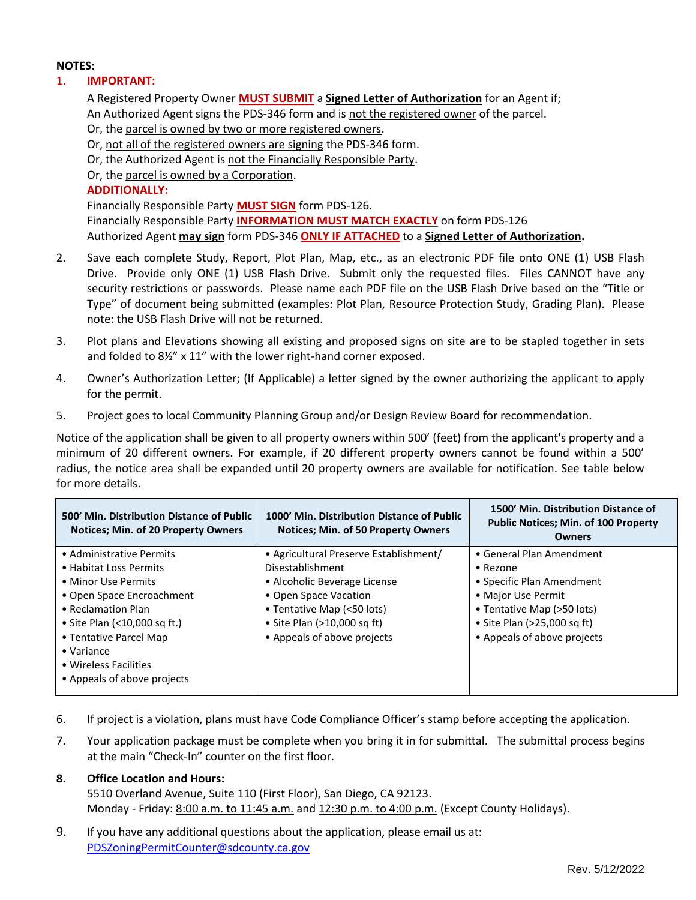**NOTES:**

1. **IMPORTANT:**

   A Registered Property Owner **MUST SUBMIT** a **Signed Letter of Authorization** for an Agent if;
   An Authorized Agent signs the PDS-346 form and is not the registered owner of the parcel.
   Or, the parcel is owned by two or more registered owners.
   Or, not all of the registered owners are signing the PDS-346 form.
   Or, the Authorized Agent is not the Financially Responsible Party.
   Or, the parcel is owned by a Corporation.

   **ADDITIONALLY:**

   Financially Responsible Party **MUST SIGN** form PDS-126.
   Financially Responsible Party **INFORMATION MUST MATCH EXACTLY** on form PDS-126
   Authorized Agent **may sign** form PDS-346 **ONLY IF ATTACHED** to a **Signed Letter of Authorization.**

2. Save each complete Study, Report, Plot Plan, Map, etc., as an electronic PDF file onto ONE (1) USB Flash Drive. Provide only ONE (1) USB Flash Drive. Submit only the requested files. Files CANNOT have any security restrictions or passwords. Please name each PDF file on the USB Flash Drive based on the "Title or Type" of document being submitted (examples: Plot Plan, Resource Protection Study, Grading Plan). Please note: the USB Flash Drive will not be returned.

3. Plot plans and Elevations showing all existing and proposed signs on site are to be stapled together in sets and folded to 8½" x 11" with the lower right-hand corner exposed.

4. Owner's Authorization Letter; (If Applicable) a letter signed by the owner authorizing the applicant to apply for the permit.

5. Project goes to local Community Planning Group and/or Design Review Board for recommendation.

Notice of the application shall be given to all property owners within 500' (feet) from the applicant's property and a minimum of 20 different owners. For example, if 20 different property owners cannot be found within a 500' radius, the notice area shall be expanded until 20 property owners are available for notification. See table below for more details.

| 500' Min. Distribution Distance of Public Notices; Min. of 20 Property Owners | 1000' Min. Distribution Distance of Public Notices; Min. of 50 Property Owners | 1500' Min. Distribution Distance of Public Notices; Min. of 100 Property Owners |
|---|---|---|
| • Administrative Permits<br>• Habitat Loss Permits<br>• Minor Use Permits<br>• Open Space Encroachment<br>• Reclamation Plan<br>• Site Plan (<10,000 sq ft.)<br>• Tentative Parcel Map<br>• Variance<br>• Wireless Facilities<br>• Appeals of above projects | • Agricultural Preserve Establishment/ Disestablishment<br>• Alcoholic Beverage License<br>• Open Space Vacation<br>• Tentative Map (<50 lots)<br>• Site Plan (>10,000 sq ft)<br>• Appeals of above projects | • General Plan Amendment<br>• Rezone<br>• Specific Plan Amendment<br>• Major Use Permit<br>• Tentative Map (>50 lots)<br>• Site Plan (>25,000 sq ft)<br>• Appeals of above projects |

6. If project is a violation, plans must have Code Compliance Officer's stamp before accepting the application.

7. Your application package must be complete when you bring it in for submittal. The submittal process begins at the main "Check-In" counter on the first floor.

8. **Office Location and Hours:**
   5510 Overland Avenue, Suite 110 (First Floor), San Diego, CA 92123.
   Monday - Friday: 8:00 a.m. to 11:45 a.m. and 12:30 p.m. to 4:00 p.m. (Except County Holidays).

9. If you have any additional questions about the application, please email us at:
   PDSZoningPermitCounter@sdcounty.ca.gov

Rev. 5/12/2022